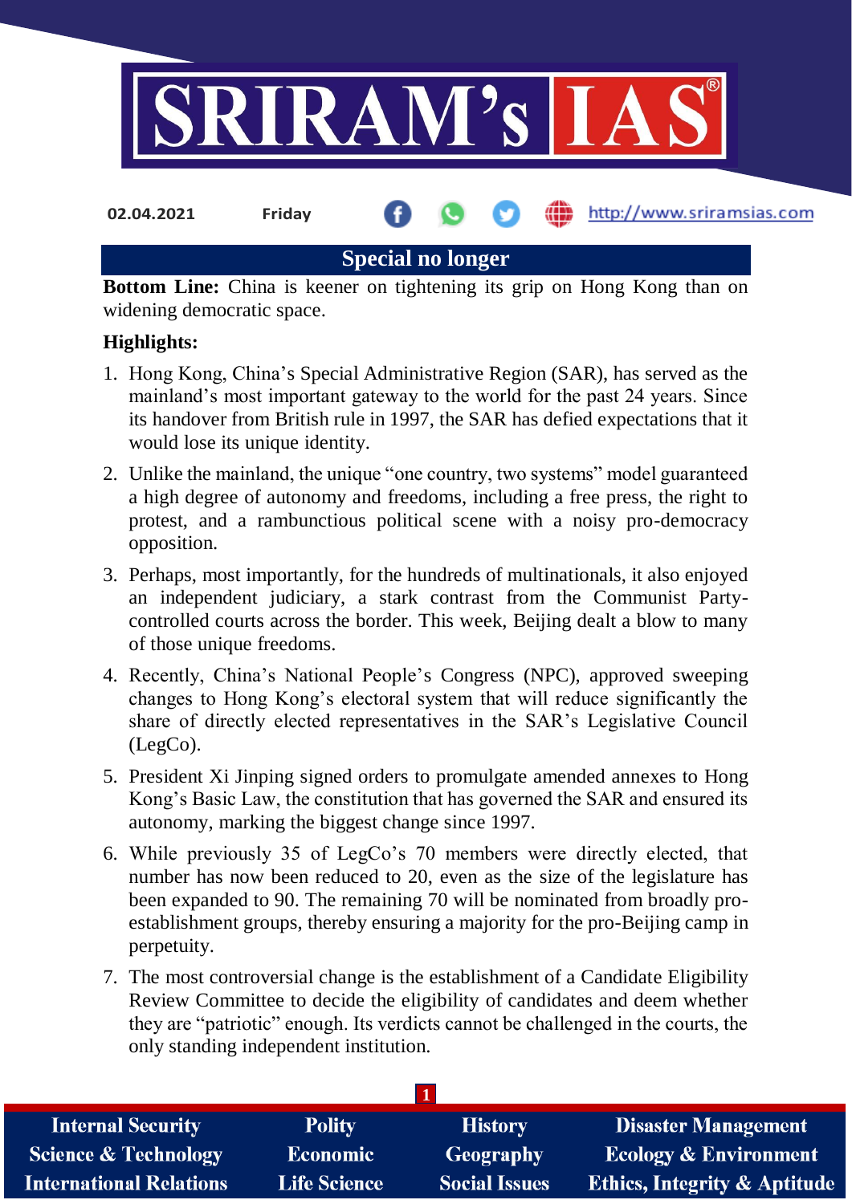02.04.2021 Friday http://www.sriramsias.com

## Special no longer

**Bottom Line:** China is keener on tightening its grip on Hong Kong than on widening democratic space.

**Highlights:**

1. Hong Kong, China's Special Administrative Region (SAR), has served as the mainland's most important gateway to the world for the past 24 years. Since its handover from British rule in 1997, the SAR has defied expectations that it would lose its unique identity.
2. Unlike the mainland, the unique "one country, two systems" model guaranteed a high degree of autonomy and freedoms, including a free press, the right to protest, and a rambunctious political scene with a noisy pro-democracy opposition.
3. Perhaps, most importantly, for the hundreds of multinationals, it also enjoyed an independent judiciary, a stark contrast from the Communist Party-controlled courts across the border. This week, Beijing dealt a blow to many of those unique freedoms.
4. Recently, China's National People's Congress (NPC), approved sweeping changes to Hong Kong's electoral system that will reduce significantly the share of directly elected representatives in the SAR's Legislative Council (LegCo).
5. President Xi Jinping signed orders to promulgate amended annexes to Hong Kong's Basic Law, the constitution that has governed the SAR and ensured its autonomy, marking the biggest change since 1997.
6. While previously 35 of LegCo's 70 members were directly elected, that number has now been reduced to 20, even as the size of the legislature has been expanded to 90. The remaining 70 will be nominated from broadly pro-establishment groups, thereby ensuring a majority for the pro-Beijing camp in perpetuity.
7. The most controversial change is the establishment of a Candidate Eligibility Review Committee to decide the eligibility of candidates and deem whether they are "patriotic" enough. Its verdicts cannot be challenged in the courts, the only standing independent institution.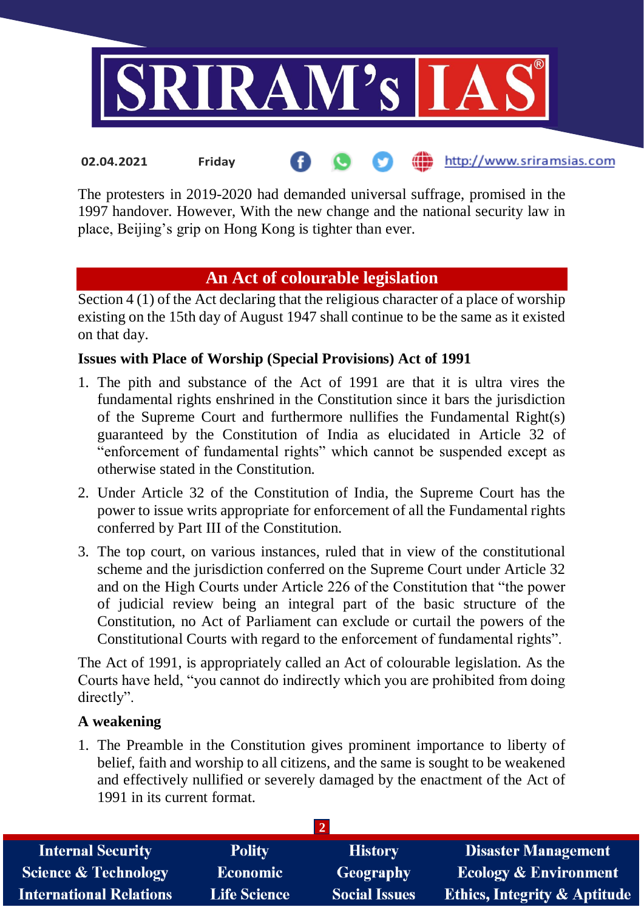The protesters in 2019-2020 had demanded universal suffrage, promised in the 1997 handover. However, With the new change and the national security law in place, Beijing's grip on Hong Kong is tighter than ever.

## An Act of colourable legislation

Section 4 (1) of the Act declaring that the religious character of a place of worship existing on the 15th day of August 1947 shall continue to be the same as it existed on that day.

**Issues with Place of Worship (Special Provisions) Act of 1991**

1. The pith and substance of the Act of 1991 are that it is ultra vires the fundamental rights enshrined in the Constitution since it bars the jurisdiction of the Supreme Court and furthermore nullifies the Fundamental Right(s) guaranteed by the Constitution of India as elucidated in Article 32 of "enforcement of fundamental rights" which cannot be suspended except as otherwise stated in the Constitution.
2. Under Article 32 of the Constitution of India, the Supreme Court has the power to issue writs appropriate for enforcement of all the Fundamental rights conferred by Part III of the Constitution.
3. The top court, on various instances, ruled that in view of the constitutional scheme and the jurisdiction conferred on the Supreme Court under Article 32 and on the High Courts under Article 226 of the Constitution that "the power of judicial review being an integral part of the basic structure of the Constitution, no Act of Parliament can exclude or curtail the powers of the Constitutional Courts with regard to the enforcement of fundamental rights".

The Act of 1991, is appropriately called an Act of colourable legislation. As the Courts have held, "you cannot do indirectly which you are prohibited from doing directly".

**A weakening**

1. The Preamble in the Constitution gives prominent importance to liberty of belief, faith and worship to all citizens, and the same is sought to be weakened and effectively nullified or severely damaged by the enactment of the Act of 1991 in its current format.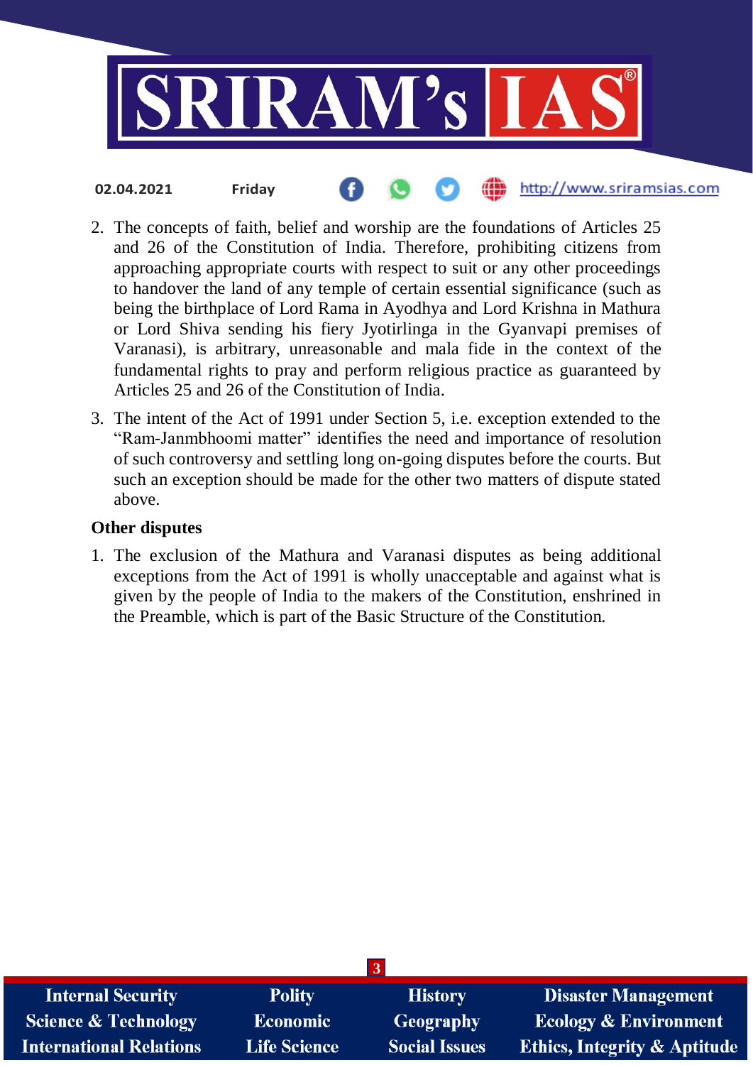2. The concepts of faith, belief and worship are the foundations of Articles 25 and 26 of the Constitution of India. Therefore, prohibiting citizens from approaching appropriate courts with respect to suit or any other proceedings to handover the land of any temple of certain essential significance (such as being the birthplace of Lord Rama in Ayodhya and Lord Krishna in Mathura or Lord Shiva sending his fiery Jyotirlinga in the Gyanvapi premises of Varanasi), is arbitrary, unreasonable and mala fide in the context of the fundamental rights to pray and perform religious practice as guaranteed by Articles 25 and 26 of the Constitution of India.

3. The intent of the Act of 1991 under Section 5, i.e. exception extended to the "Ram-Janmbhoomi matter" identifies the need and importance of resolution of such controversy and settling long on-going disputes before the courts. But such an exception should be made for the other two matters of dispute stated above.

**Other disputes**

1. The exclusion of the Mathura and Varanasi disputes as being additional exceptions from the Act of 1991 is wholly unacceptable and against what is given by the people of India to the makers of the Constitution, enshrined in the Preamble, which is part of the Basic Structure of the Constitution.